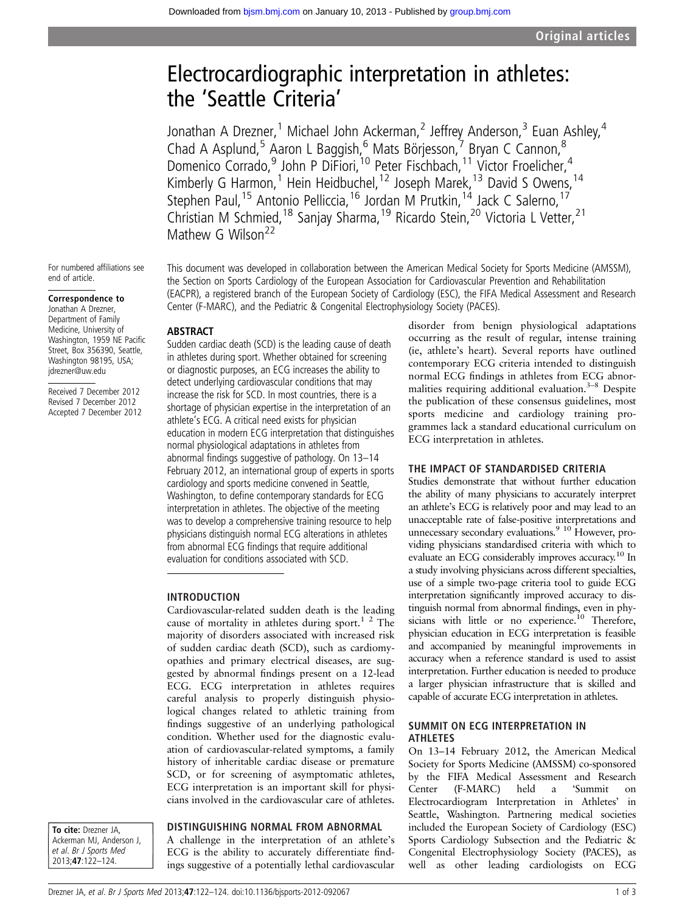# Electrocardiographic interpretation in athletes: the 'Seattle Criteria'

Jonathan A Drezner,[1] Michael John Ackerman,[2] Jeffrey Anderson,[3] Euan Ashley,[4] Chad A Asplund,[5] Aaron L Baggish,[6] Mats Börjesson,[7] Bryan C Cannon,[8] Domenico Corrado,[9] John P DiFiori,[10] Peter Fischbach,[11] Victor Froelicher,[4] Kimberly G Harmon,[1] Hein Heidbuchel,[12] Joseph Marek,[13] David S Owens,[14] Stephen Paul,[15] Antonio Pelliccia,[16] Jordan M Prutkin,[14] Jack C Salerno,[17] Christian M Schmied,[18] Sanjay Sharma,[19] Ricardo Stein,[20] Victoria L Vetter,[21] Mathew G Wilson[22]

For numbered affiliations see end of article.

**Correspondence to**
Jonathan A Drezner, Department of Family Medicine, University of Washington, 1959 NE Pacific Street, Box 356390, Seattle, Washington 98195, USA; jdrezner@uw.edu

Received 7 December 2012
Revised 7 December 2012
Accepted 7 December 2012

**To cite:** Drezner JA, Ackerman MJ, Anderson J, et al. Br J Sports Med 2013;**47**:122–124.

This document was developed in collaboration between the American Medical Society for Sports Medicine (AMSSM), the Section on Sports Cardiology of the European Association for Cardiovascular Prevention and Rehabilitation (EACPR), a registered branch of the European Society of Cardiology (ESC), the FIFA Medical Assessment and Research Center (F-MARC), and the Pediatric & Congenital Electrophysiology Society (PACES).

## ABSTRACT

Sudden cardiac death (SCD) is the leading cause of death in athletes during sport. Whether obtained for screening or diagnostic purposes, an ECG increases the ability to detect underlying cardiovascular conditions that may increase the risk for SCD. In most countries, there is a shortage of physician expertise in the interpretation of an athlete's ECG. A critical need exists for physician education in modern ECG interpretation that distinguishes normal physiological adaptations in athletes from abnormal findings suggestive of pathology. On 13–14 February 2012, an international group of experts in sports cardiology and sports medicine convened in Seattle, Washington, to define contemporary standards for ECG interpretation in athletes. The objective of the meeting was to develop a comprehensive training resource to help physicians distinguish normal ECG alterations in athletes from abnormal ECG findings that require additional evaluation for conditions associated with SCD.

## INTRODUCTION

Cardiovascular-related sudden death is the leading cause of mortality in athletes during sport.[1 2] The majority of disorders associated with increased risk of sudden cardiac death (SCD), such as cardiomyopathies and primary electrical diseases, are suggested by abnormal findings present on a 12-lead ECG. ECG interpretation in athletes requires careful analysis to properly distinguish physiological changes related to athletic training from findings suggestive of an underlying pathological condition. Whether used for the diagnostic evaluation of cardiovascular-related symptoms, a family history of inheritable cardiac disease or premature SCD, or for screening of asymptomatic athletes, ECG interpretation is an important skill for physicians involved in the cardiovascular care of athletes.

## DISTINGUISHING NORMAL FROM ABNORMAL

A challenge in the interpretation of an athlete's ECG is the ability to accurately differentiate findings suggestive of a potentially lethal cardiovascular disorder from benign physiological adaptations occurring as the result of regular, intense training (ie, athlete's heart). Several reports have outlined contemporary ECG criteria intended to distinguish normal ECG findings in athletes from ECG abnormalities requiring additional evaluation.[3–8] Despite the publication of these consensus guidelines, most sports medicine and cardiology training programmes lack a standard educational curriculum on ECG interpretation in athletes.

## THE IMPACT OF STANDARDISED CRITERIA

Studies demonstrate that without further education the ability of many physicians to accurately interpret an athlete's ECG is relatively poor and may lead to an unacceptable rate of false-positive interpretations and unnecessary secondary evaluations.[9 10] However, providing physicians standardised criteria with which to evaluate an ECG considerably improves accuracy.[10] In a study involving physicians across different specialties, use of a simple two-page criteria tool to guide ECG interpretation significantly improved accuracy to distinguish normal from abnormal findings, even in physicians with little or no experience.[10] Therefore, physician education in ECG interpretation is feasible and accompanied by meaningful improvements in accuracy when a reference standard is used to assist interpretation. Further education is needed to produce a larger physician infrastructure that is skilled and capable of accurate ECG interpretation in athletes.

## SUMMIT ON ECG INTERPRETATION IN ATHLETES

On 13–14 February 2012, the American Medical Society for Sports Medicine (AMSSM) co-sponsored by the FIFA Medical Assessment and Research Center (F-MARC) held a 'Summit on Electrocardiogram Interpretation in Athletes' in Seattle, Washington. Partnering medical societies included the European Society of Cardiology (ESC) Sports Cardiology Subsection and the Pediatric & Congenital Electrophysiology Society (PACES), as well as other leading cardiologists on ECG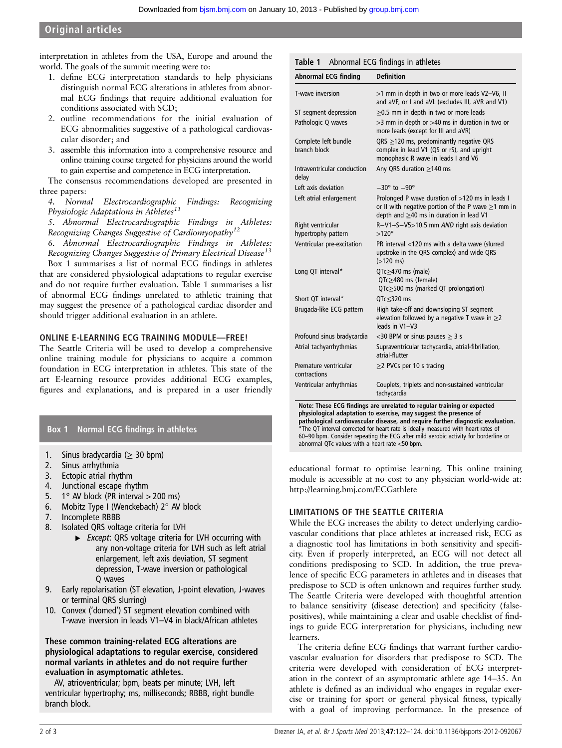## Original articles

interpretation in athletes from the USA, Europe and around the world. The goals of the summit meeting were to:

1. define ECG interpretation standards to help physicians distinguish normal ECG alterations in athletes from abnormal ECG findings that require additional evaluation for conditions associated with SCD;
2. outline recommendations for the initial evaluation of ECG abnormalities suggestive of a pathological cardiovascular disorder; and
3. assemble this information into a comprehensive resource and online training course targeted for physicians around the world to gain expertise and competence in ECG interpretation.

The consensus recommendations developed are presented in three papers:

4. *Normal Electrocardiographic Findings: Recognizing Physiologic Adaptations in Athletes*[11]

5. *Abnormal Electrocardiographic Findings in Athletes: Recognizing Changes Suggestive of Cardiomyopathy*[12]

6. *Abnormal Electrocardiographic Findings in Athletes: Recognizing Changes Suggestive of Primary Electrical Disease*[13]

Box 1 summarises a list of normal ECG findings in athletes that are considered physiological adaptations to regular exercise and do not require further evaluation. Table 1 summarises a list of abnormal ECG findings unrelated to athletic training that may suggest the presence of a pathological cardiac disorder and should trigger additional evaluation in an athlete.

### ONLINE E-LEARNING ECG TRAINING MODULE—FREE!

The Seattle Criteria will be used to develop a comprehensive online training module for physicians to acquire a common foundation in ECG interpretation in athletes. This state of the art E-learning resource provides additional ECG examples, figures and explanations, and is prepared in a user friendly educational format to optimise learning. This online training module is accessible at no cost to any physician world-wide at: http://learning.bmj.com/ECGathlete

**Box 1 Normal ECG findings in athletes**

1. Sinus bradycardia (≥ 30 bpm)
2. Sinus arrhythmia
3. Ectopic atrial rhythm
4. Junctional escape rhythm
5. 1° AV block (PR interval > 200 ms)
6. Mobitz Type I (Wenckebach) 2° AV block
7. Incomplete RBBB
8. Isolated QRS voltage criteria for LVH
   - *Except*: QRS voltage criteria for LVH occurring with any non-voltage criteria for LVH such as left atrial enlargement, left axis deviation, ST segment depression, T-wave inversion or pathological Q waves
9. Early repolarisation (ST elevation, J-point elevation, J-waves or terminal QRS slurring)
10. Convex ('domed') ST segment elevation combined with T-wave inversion in leads V1–V4 in black/African athletes

**These common training-related ECG alterations are physiological adaptations to regular exercise, considered normal variants in athletes and do not require further evaluation in asymptomatic athletes.**

AV, atrioventricular; bpm, beats per minute; LVH, left ventricular hypertrophy; ms, milliseconds; RBBB, right bundle branch block.

**Table 1 Abnormal ECG findings in athletes**

| Abnormal ECG finding | Definition |
|---|---|
| T-wave inversion | >1 mm in depth in two or more leads V2–V6, II and aVF, or I and aVL (excludes III, aVR and V1) |
| ST segment depression | ≥0.5 mm in depth in two or more leads |
| Pathologic Q waves | >3 mm in depth or >40 ms in duration in two or more leads (except for III and aVR) |
| Complete left bundle branch block | QRS ≥120 ms, predominantly negative QRS complex in lead V1 (QS or rS), and upright monophasic R wave in leads I and V6 |
| Intraventricular conduction delay | Any QRS duration ≥140 ms |
| Left axis deviation | −30° to −90° |
| Left atrial enlargement | Prolonged P wave duration of >120 ms in leads I or II with negative portion of the P wave ≥1 mm in depth and ≥40 ms in duration in lead V1 |
| Right ventricular hypertrophy pattern | R−V1+S−V5>10.5 mm *AND* right axis deviation >120° |
| Ventricular pre-excitation | PR interval <120 ms with a delta wave (slurred upstroke in the QRS complex) and wide QRS (>120 ms) |
| Long QT interval* | QTc≥470 ms (male)<br>QTc≥480 ms (female)<br>QTc≥500 ms (marked QT prolongation) |
| Short QT interval* | QTc≤320 ms |
| Brugada-like ECG pattern | High take-off and downsloping ST segment elevation followed by a negative T wave in ≥2 leads in V1–V3 |
| Profound sinus bradycardia | <30 BPM or sinus pauses ≥ 3 s |
| Atrial tachyarrhythmias | Supraventricular tachycardia, atrial-fibrillation, atrial-flutter |
| Premature ventricular contractions | ≥2 PVCs per 10 s tracing |
| Ventricular arrhythmias | Couplets, triplets and non-sustained ventricular tachycardia |

**Note: These ECG findings are unrelated to regular training or expected physiological adaptation to exercise, may suggest the presence of pathological cardiovascular disease, and require further diagnostic evaluation.**
*The QT interval corrected for heart rate is ideally measured with heart rates of 60–90 bpm. Consider repeating the ECG after mild aerobic activity for borderline or abnormal QTc values with a heart rate <50 bpm.

### LIMITATIONS OF THE SEATTLE CRITERIA

While the ECG increases the ability to detect underlying cardiovascular conditions that place athletes at increased risk, ECG as a diagnostic tool has limitations in both sensitivity and specificity. Even if properly interpreted, an ECG will not detect all conditions predisposing to SCD. In addition, the true prevalence of specific ECG parameters in athletes and in diseases that predispose to SCD is often unknown and requires further study. The Seattle Criteria were developed with thoughtful attention to balance sensitivity (disease detection) and specificity (false-positives), while maintaining a clear and usable checklist of findings to guide ECG interpretation for physicians, including new learners.

The criteria define ECG findings that warrant further cardiovascular evaluation for disorders that predispose to SCD. The criteria were developed with consideration of ECG interpretation in the context of an asymptomatic athlete age 14–35. An athlete is defined as an individual who engages in regular exercise or training for sport or general physical fitness, typically with a goal of improving performance. In the presence of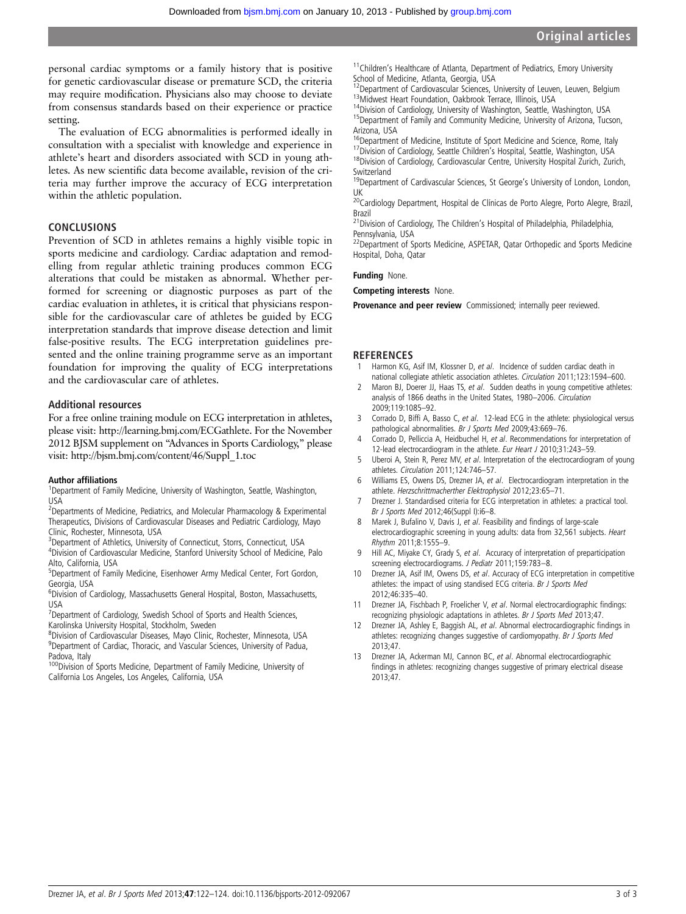personal cardiac symptoms or a family history that is positive for genetic cardiovascular disease or premature SCD, the criteria may require modification. Physicians also may choose to deviate from consensus standards based on their experience or practice setting.

The evaluation of ECG abnormalities is performed ideally in consultation with a specialist with knowledge and experience in athlete's heart and disorders associated with SCD in young athletes. As new scientific data become available, revision of the criteria may further improve the accuracy of ECG interpretation within the athletic population.

## CONCLUSIONS

Prevention of SCD in athletes remains a highly visible topic in sports medicine and cardiology. Cardiac adaptation and remodelling from regular athletic training produces common ECG alterations that could be mistaken as abnormal. Whether performed for screening or diagnostic purposes as part of the cardiac evaluation in athletes, it is critical that physicians responsible for the cardiovascular care of athletes be guided by ECG interpretation standards that improve disease detection and limit false-positive results. The ECG interpretation guidelines presented and the online training programme serve as an important foundation for improving the quality of ECG interpretations and the cardiovascular care of athletes.

### Additional resources

For a free online training module on ECG interpretation in athletes, please visit: http://learning.bmj.com/ECGathlete. For the November 2012 BJSM supplement on "Advances in Sports Cardiology," please visit: http://bjsm.bmj.com/content/46/Suppl_1.toc

#### Author affiliations

[1]Department of Family Medicine, University of Washington, Seattle, Washington, USA
[2]Departments of Medicine, Pediatrics, and Molecular Pharmacology & Experimental Therapeutics, Divisions of Cardiovascular Diseases and Pediatric Cardiology, Mayo Clinic, Rochester, Minnesota, USA
[3]Department of Athletics, University of Connecticut, Storrs, Connecticut, USA
[4]Division of Cardiovascular Medicine, Stanford University School of Medicine, Palo Alto, California, USA
[5]Department of Family Medicine, Eisenhower Army Medical Center, Fort Gordon, Georgia, USA
[6]Division of Cardiology, Massachusetts General Hospital, Boston, Massachusetts, USA
[7]Department of Cardiology, Swedish School of Sports and Health Sciences, Karolinska University Hospital, Stockholm, Sweden
[8]Division of Cardiovascular Diseases, Mayo Clinic, Rochester, Minnesota, USA
[9]Department of Cardiac, Thoracic, and Vascular Sciences, University of Padua, Padova, Italy
[100]Division of Sports Medicine, Department of Family Medicine, University of California Los Angeles, Los Angeles, California, USA
[11]Children's Healthcare of Atlanta, Department of Pediatrics, Emory University School of Medicine, Atlanta, Georgia, USA
[12]Department of Cardiovascular Sciences, University of Leuven, Leuven, Belgium
[13]Midwest Heart Foundation, Oakbrook Terrace, Illinois, USA
[14]Division of Cardiology, University of Washington, Seattle, Washington, USA
[15]Department of Family and Community Medicine, University of Arizona, Tucson, Arizona, USA
[16]Department of Medicine, Institute of Sport Medicine and Science, Rome, Italy
[17]Division of Cardiology, Seattle Children's Hospital, Seattle, Washington, USA
[18]Division of Cardiology, Cardiovascular Centre, University Hospital Zurich, Zurich, Switzerland
[19]Department of Cardivascular Sciences, St George's University of London, London, UK
[20]Cardiology Department, Hospital de Clínicas de Porto Alegre, Porto Alegre, Brazil
[21]Division of Cardiology, The Children's Hospital of Philadelphia, Philadelphia, Pennsylvania, USA
[22]Department of Sports Medicine, ASPETAR, Qatar Orthopedic and Sports Medicine Hospital, Doha, Qatar

**Funding** None.

**Competing interests** None.

**Provenance and peer review** Commissioned; internally peer reviewed.

## REFERENCES

1. Harmon KG, Asif IM, Klossner D, *et al*. Incidence of sudden cardiac death in national collegiate athletic association athletes. *Circulation* 2011;123:1594–600.
2. Maron BJ, Doerer JJ, Haas TS, *et al*. Sudden deaths in young competitive athletes: analysis of 1866 deaths in the United States, 1980–2006. *Circulation* 2009;119:1085–92.
3. Corrado D, Biffi A, Basso C, *et al*. 12-lead ECG in the athlete: physiological versus pathological abnormalities. *Br J Sports Med* 2009;43:669–76.
4. Corrado D, Pelliccia A, Heidbuchel H, *et al*. Recommendations for interpretation of 12-lead electrocardiogram in the athlete. *Eur Heart J* 2010;31:243–59.
5. Uberoi A, Stein R, Perez MV, *et al*. Interpretation of the electrocardiogram of young athletes. *Circulation* 2011;124:746–57.
6. Williams ES, Owens DS, Drezner JA, *et al*. Electrocardiogram interpretation in the athlete. *Herzschrittmacherther Elektrophysiol* 2012;23:65–71.
7. Drezner J. Standardised criteria for ECG interpretation in athletes: a practical tool. *Br J Sports Med* 2012;46(Suppl I):i6–8.
8. Marek J, Bufalino V, Davis J, *et al*. Feasibility and findings of large-scale electrocardiographic screening in young adults: data from 32,561 subjects. *Heart Rhythm* 2011;8:1555–9.
9. Hill AC, Miyake CY, Grady S, *et al*. Accuracy of interpretation of preparticipation screening electrocardiograms. *J Pediatr* 2011;159:783–8.
10. Drezner JA, Asif IM, Owens DS, *et al*. Accuracy of ECG interpretation in competitive athletes: the impact of using standised ECG criteria. *Br J Sports Med* 2012;46:335–40.
11. Drezner JA, Fischbach P, Froelicher V, *et al*. Normal electrocardiographic findings: recognizing physiologic adaptations in athletes. *Br J Sports Med* 2013;47.
12. Drezner JA, Ashley E, Baggish AL, *et al*. Abnormal electrocardiographic findings in athletes: recognizing changes suggestive of cardiomyopathy. *Br J Sports Med* 2013;47.
13. Drezner JA, Ackerman MJ, Cannon BC, *et al*. Abnormal electrocardiographic findings in athletes: recognizing changes suggestive of primary electrical disease 2013;47.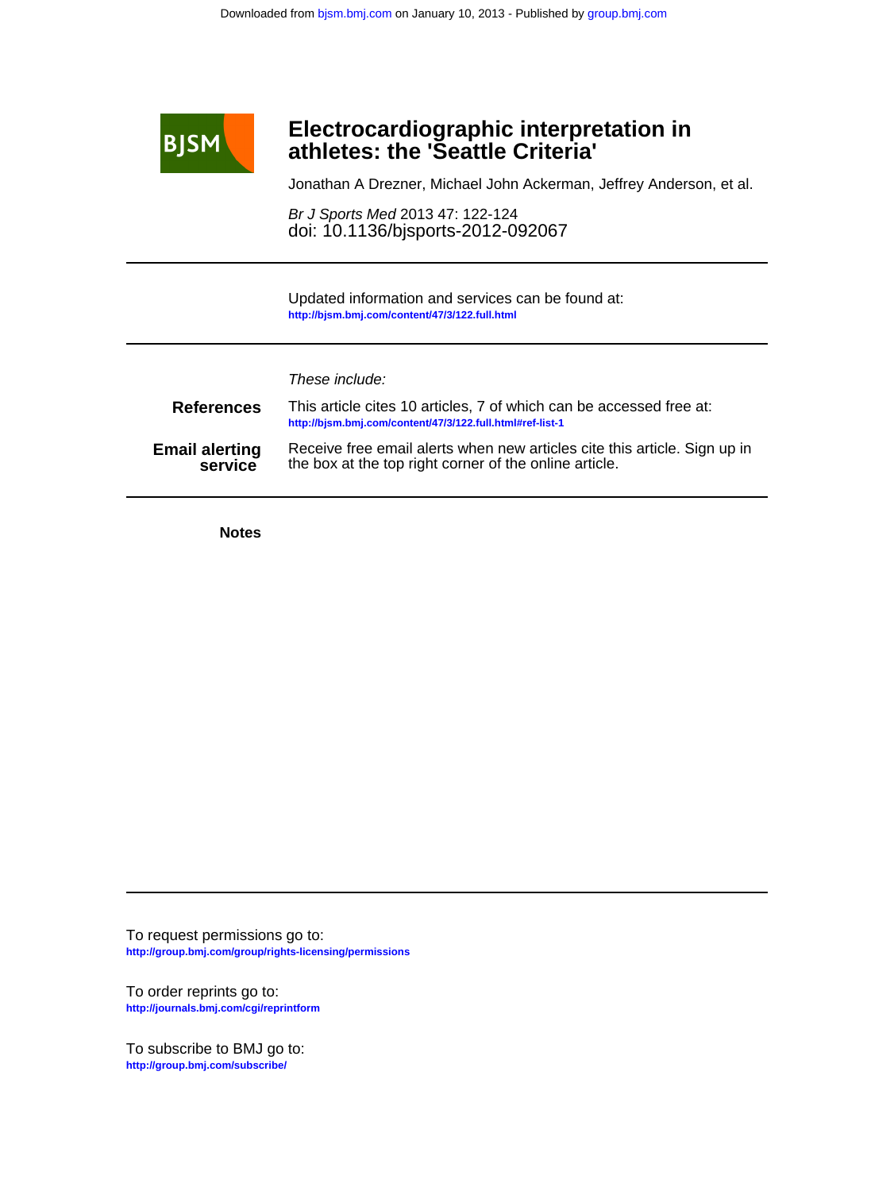Downloaded from bjsm.bmj.com on January 10, 2013 - Published by group.bmj.com

BJSM

# Electrocardiographic interpretation in athletes: the 'Seattle Criteria'

Jonathan A Drezner, Michael John Ackerman, Jeffrey Anderson, et al.

*Br J Sports Med* 2013 47: 122-124
doi: 10.1136/bjsports-2012-092067

Updated information and services can be found at:
http://bjsm.bmj.com/content/47/3/122.full.html

*These include:*

**References**
This article cites 10 articles, 7 of which can be accessed free at:
http://bjsm.bmj.com/content/47/3/122.full.html#ref-list-1

**Email alerting service**
Receive free email alerts when new articles cite this article. Sign up in the box at the top right corner of the online article.

**Notes**

To request permissions go to:
http://group.bmj.com/group/rights-licensing/permissions

To order reprints go to:
http://journals.bmj.com/cgi/reprintform

To subscribe to BMJ go to:
http://group.bmj.com/subscribe/